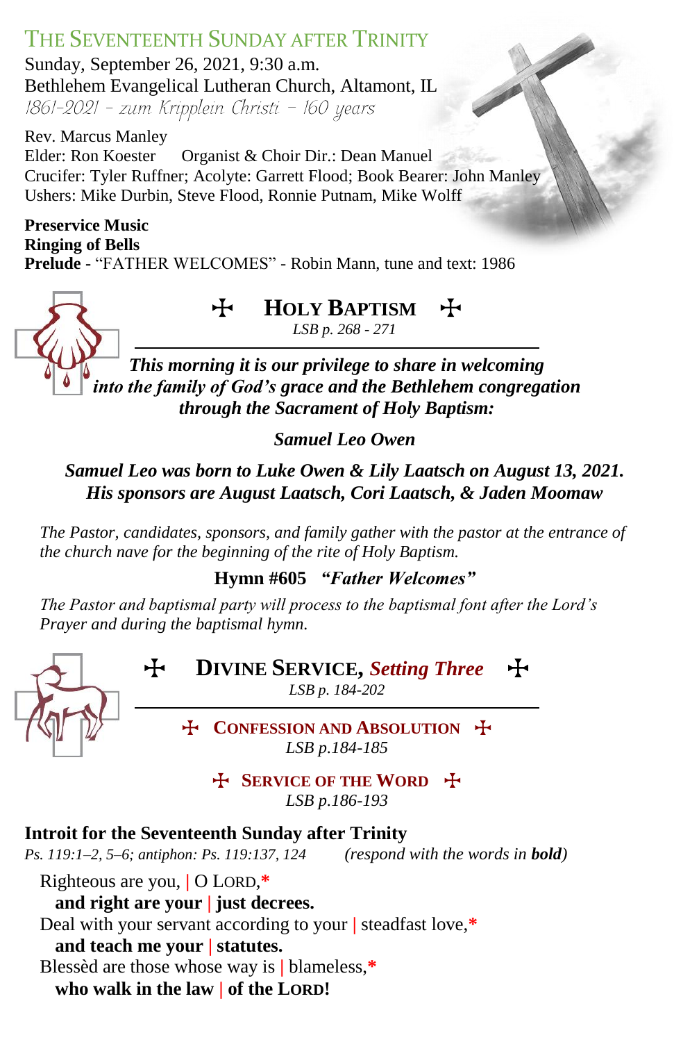# The Seventeenth Sunday after Trinity

Sunday, September 26, 2021, 9:30 a.m.
Bethlehem Evangelical Lutheran Church, Altamont, IL
*1861-2021 – zum Kripplein Christi – 160 years*

Rev. Marcus Manley
Elder: Ron Koester    Organist & Choir Dir.: Dean Manuel
Crucifer: Tyler Ruffner; Acolyte: Garrett Flood; Book Bearer: John Manley
Ushers: Mike Durbin, Steve Flood, Ronnie Putnam, Mike Wolff

**Preservice Music**
**Ringing of Bells**
**Prelude** - "FATHER WELCOMES" - Robin Mann, tune and text: 1986

## ✠ Holy Baptism ✠

*LSB p. 268 - 271*

***This morning it is our privilege to share in welcoming into the family of God's grace and the Bethlehem congregation through the Sacrament of Holy Baptism:***

***Samuel Leo Owen***

***Samuel Leo was born to Luke Owen & Lily Laatsch on August 13, 2021. His sponsors are August Laatsch, Cori Laatsch, & Jaden Moomaw***

*The Pastor, candidates, sponsors, and family gather with the pastor at the entrance of the church nave for the beginning of the rite of Holy Baptism.*

**Hymn #605** ***"Father Welcomes"***

*The Pastor and baptismal party will process to the baptismal font after the Lord's Prayer and during the baptismal hymn.*

## ✠ Divine Service, *Setting Three* ✠

*LSB p. 184-202*

### ✠ Confession and Absolution ✠

*LSB p.184-185*

### ✠ Service of the Word ✠

*LSB p.186-193*

**Introit for the Seventeenth Sunday after Trinity**
*Ps. 119:1–2, 5–6; antiphon: Ps. 119:137, 124*    *(respond with the words in **bold**)*

Righteous are you, | O LORD,*
  **and right are your | just decrees.**
Deal with your servant according to your | steadfast love,*
  **and teach me your | statutes.**
Blessèd are those whose way is | blameless,*
  **who walk in the law | of the LORD!**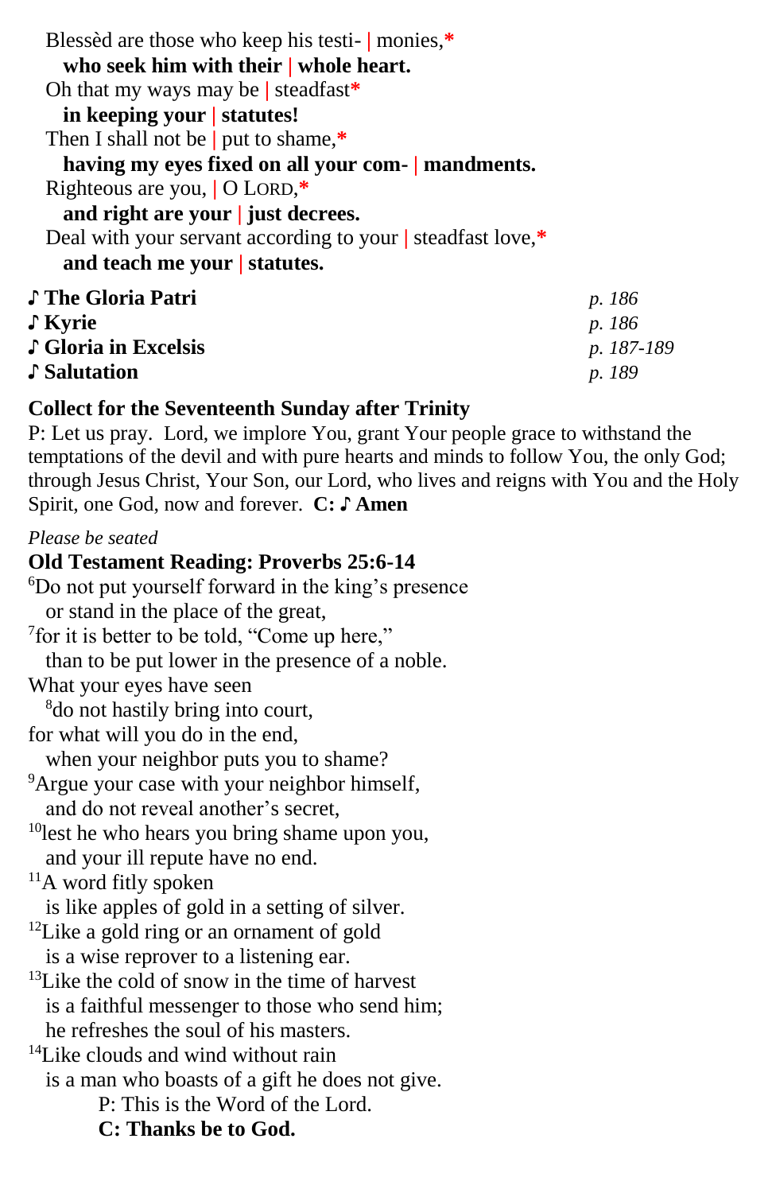Blessèd are those who keep his testi- | monies,*
**who seek him with their | whole heart.**
Oh that my ways may be | steadfast*
**in keeping your | statutes!**
Then I shall not be | put to shame,*
**having my eyes fixed on all your com- | mandments.**
Righteous are you, | O LORD,*
**and right are your | just decrees.**
Deal with your servant according to your | steadfast love,*
**and teach me your | statutes.**

| | |
|---|---|
| ♪ **The Gloria Patri** | *p. 186* |
| ♪ **Kyrie** | *p. 186* |
| ♪ **Gloria in Excelsis** | *p. 187-189* |
| ♪ **Salutation** | *p. 189* |

**Collect for the Seventeenth Sunday after Trinity**

P: Let us pray. Lord, we implore You, grant Your people grace to withstand the temptations of the devil and with pure hearts and minds to follow You, the only God; through Jesus Christ, Your Son, our Lord, who lives and reigns with You and the Holy Spirit, one God, now and forever. **C: ♪ Amen**

*Please be seated*

**Old Testament Reading: Proverbs 25:6-14**

[6]Do not put yourself forward in the king's presence
or stand in the place of the great,
[7]for it is better to be told, "Come up here,"
than to be put lower in the presence of a noble.
What your eyes have seen
[8]do not hastily bring into court,
for what will you do in the end,
when your neighbor puts you to shame?
[9]Argue your case with your neighbor himself,
and do not reveal another's secret,
[10]lest he who hears you bring shame upon you,
and your ill repute have no end.
[11]A word fitly spoken
is like apples of gold in a setting of silver.
[12]Like a gold ring or an ornament of gold
is a wise reprover to a listening ear.
[13]Like the cold of snow in the time of harvest
is a faithful messenger to those who send him;
he refreshes the soul of his masters.
[14]Like clouds and wind without rain
is a man who boasts of a gift he does not give.

P: This is the Word of the Lord.
**C: Thanks be to God.**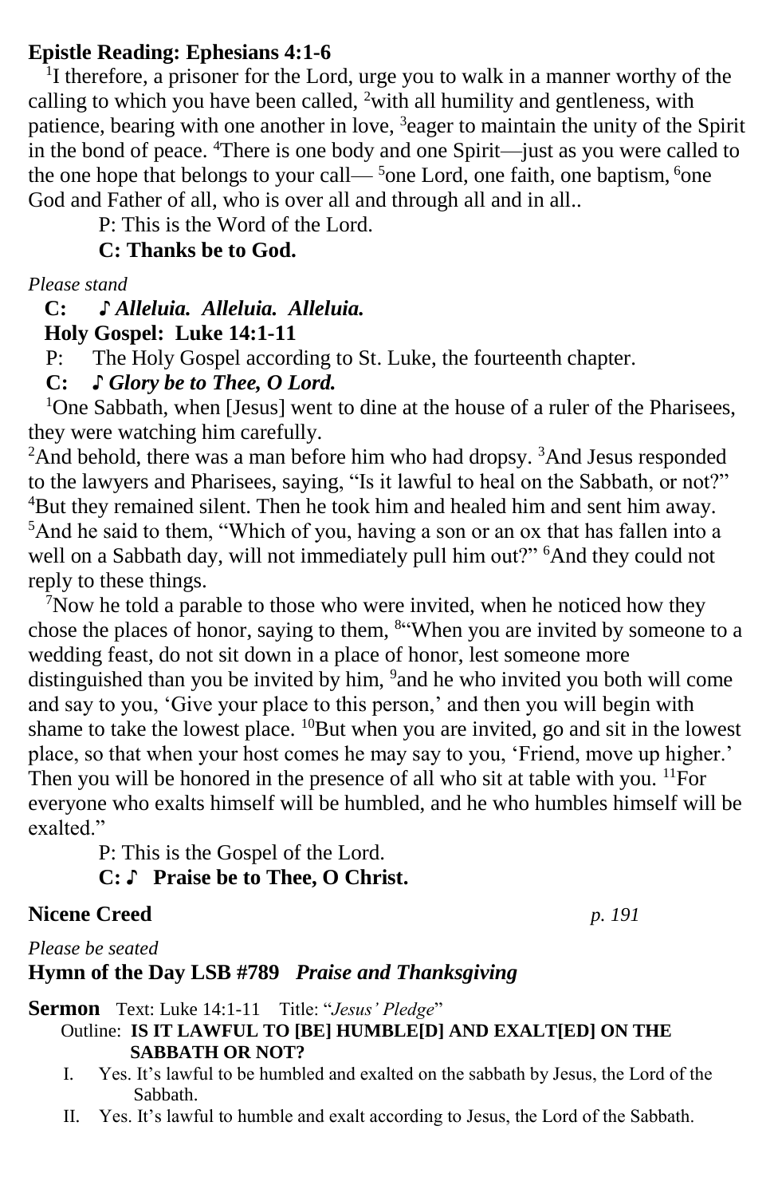**Epistle Reading: Ephesians 4:1-6**

[1]I therefore, a prisoner for the Lord, urge you to walk in a manner worthy of the calling to which you have been called, [2]with all humility and gentleness, with patience, bearing with one another in love, [3]eager to maintain the unity of the Spirit in the bond of peace. [4]There is one body and one Spirit—just as you were called to the one hope that belongs to your call— [5]one Lord, one faith, one baptism, [6]one God and Father of all, who is over all and through all and in all..

P: This is the Word of the Lord.

**C: Thanks be to God.**

*Please stand*

**C:** ***♪ Alleluia. Alleluia. Alleluia.***

**Holy Gospel: Luke 14:1-11**

P: The Holy Gospel according to St. Luke, the fourteenth chapter.

**C:** ***♪ Glory be to Thee, O Lord.***

[1]One Sabbath, when [Jesus] went to dine at the house of a ruler of the Pharisees, they were watching him carefully.

[2]And behold, there was a man before him who had dropsy. [3]And Jesus responded to the lawyers and Pharisees, saying, "Is it lawful to heal on the Sabbath, or not?" [4]But they remained silent. Then he took him and healed him and sent him away. [5]And he said to them, "Which of you, having a son or an ox that has fallen into a well on a Sabbath day, will not immediately pull him out?" [6]And they could not reply to these things.

[7]Now he told a parable to those who were invited, when he noticed how they chose the places of honor, saying to them, [8]"When you are invited by someone to a wedding feast, do not sit down in a place of honor, lest someone more distinguished than you be invited by him, [9]and he who invited you both will come and say to you, 'Give your place to this person,' and then you will begin with shame to take the lowest place. [10]But when you are invited, go and sit in the lowest place, so that when your host comes he may say to you, 'Friend, move up higher.' Then you will be honored in the presence of all who sit at table with you. [11]For everyone who exalts himself will be humbled, and he who humbles himself will be exalted."

P: This is the Gospel of the Lord.

**C: ♪ Praise be to Thee, O Christ.**

**Nicene Creed** *p. 191*

*Please be seated*

**Hymn of the Day LSB #789** ***Praise and Thanksgiving***

**Sermon** Text: Luke 14:1-11 Title: "*Jesus' Pledge*"

Outline: **IS IT LAWFUL TO [BE] HUMBLE[D] AND EXALT[ED] ON THE SABBATH OR NOT?**

I. Yes. It's lawful to be humbled and exalted on the sabbath by Jesus, the Lord of the Sabbath.

II. Yes. It's lawful to humble and exalt according to Jesus, the Lord of the Sabbath.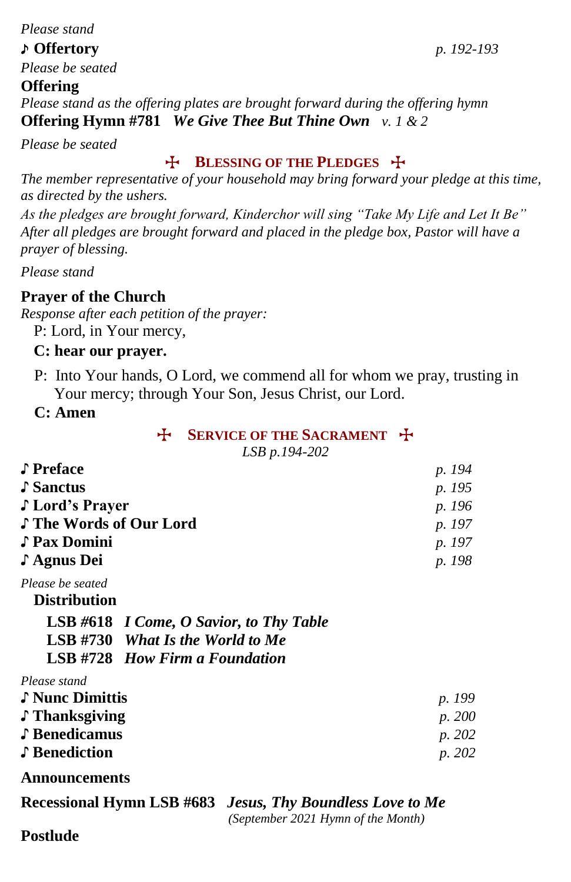*Please stand*

♪ **Offertory** *p. 192-193*

*Please be seated*

**Offering**

*Please stand as the offering plates are brought forward during the offering hymn*

**Offering Hymn #781** ***We Give Thee But Thine Own*** *v. 1 & 2*

*Please be seated*

## ✠ BLESSING OF THE PLEDGES ✠

*The member representative of your household may bring forward your pledge at this time, as directed by the ushers.*

*As the pledges are brought forward, Kinderchor will sing "Take My Life and Let It Be"*
*After all pledges are brought forward and placed in the pledge box, Pastor will have a prayer of blessing.*

*Please stand*

**Prayer of the Church**

*Response after each petition of the prayer:*

P: Lord, in Your mercy,

**C: hear our prayer.**

P: Into Your hands, O Lord, we commend all for whom we pray, trusting in Your mercy; through Your Son, Jesus Christ, our Lord.

**C: Amen**

## ✠ SERVICE OF THE SACRAMENT ✠

*LSB p.194-202*

♪ **Preface** *p. 194*
♪ **Sanctus** *p. 195*
♪ **Lord's Prayer** *p. 196*
♪ **The Words of Our Lord** *p. 197*
♪ **Pax Domini** *p. 197*
♪ **Agnus Dei** *p. 198*

*Please be seated*

**Distribution**

**LSB #618** ***I Come, O Savior, to Thy Table***
**LSB #730** ***What Is the World to Me***
**LSB #728** ***How Firm a Foundation***

*Please stand*

♪ **Nunc Dimittis** *p. 199*
♪ **Thanksgiving** *p. 200*
♪ **Benedicamus** *p. 202*
♪ **Benediction** *p. 202*

**Announcements**

**Recessional Hymn LSB #683** ***Jesus, Thy Boundless Love to Me***
*(September 2021 Hymn of the Month)*

**Postlude**